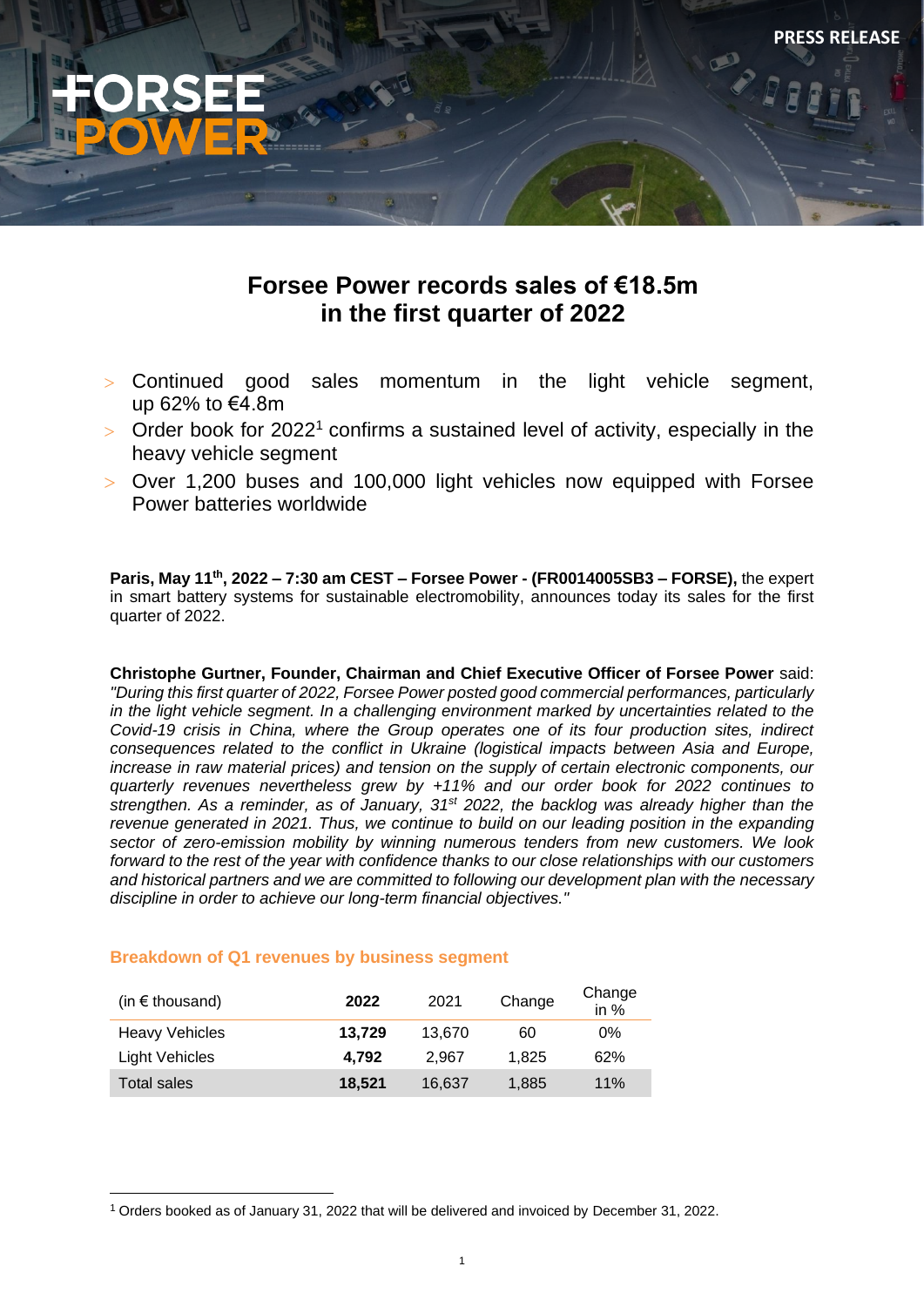PRESS RELEASE

# Forsee Power records sales of €18.5m in the first quarter of 2022

- Continued good sales momentum in the light vehicle segment, up 62% to €4.8m
- Order book for 2022[1] confirms a sustained level of activity, especially in the heavy vehicle segment
- Over 1,200 buses and 100,000 light vehicles now equipped with Forsee Power batteries worldwide

**Paris, May 11th, 2022 – 7:30 am CEST – Forsee Power - (FR0014005SB3 – FORSE),** the expert in smart battery systems for sustainable electromobility, announces today its sales for the first quarter of 2022.

**Christophe Gurtner, Founder, Chairman and Chief Executive Officer of Forsee Power** said: *"During this first quarter of 2022, Forsee Power posted good commercial performances, particularly in the light vehicle segment. In a challenging environment marked by uncertainties related to the Covid-19 crisis in China, where the Group operates one of its four production sites, indirect consequences related to the conflict in Ukraine (logistical impacts between Asia and Europe, increase in raw material prices) and tension on the supply of certain electronic components, our quarterly revenues nevertheless grew by +11% and our order book for 2022 continues to strengthen. As a reminder, as of January, 31st 2022, the backlog was already higher than the revenue generated in 2021. Thus, we continue to build on our leading position in the expanding sector of zero-emission mobility by winning numerous tenders from new customers. We look forward to the rest of the year with confidence thanks to our close relationships with our customers and historical partners and we are committed to following our development plan with the necessary discipline in order to achieve our long-term financial objectives."*

### Breakdown of Q1 revenues by business segment

| (in € thousand) | **2022** | 2021 | Change | Change in % |
|---|---|---|---|---|
| Heavy Vehicles | **13,729** | 13,670 | 60 | 0% |
| Light Vehicles | **4,792** | 2,967 | 1,825 | 62% |
| Total sales | **18,521** | 16,637 | 1,885 | 11% |

[1] Orders booked as of January 31, 2022 that will be delivered and invoiced by December 31, 2022.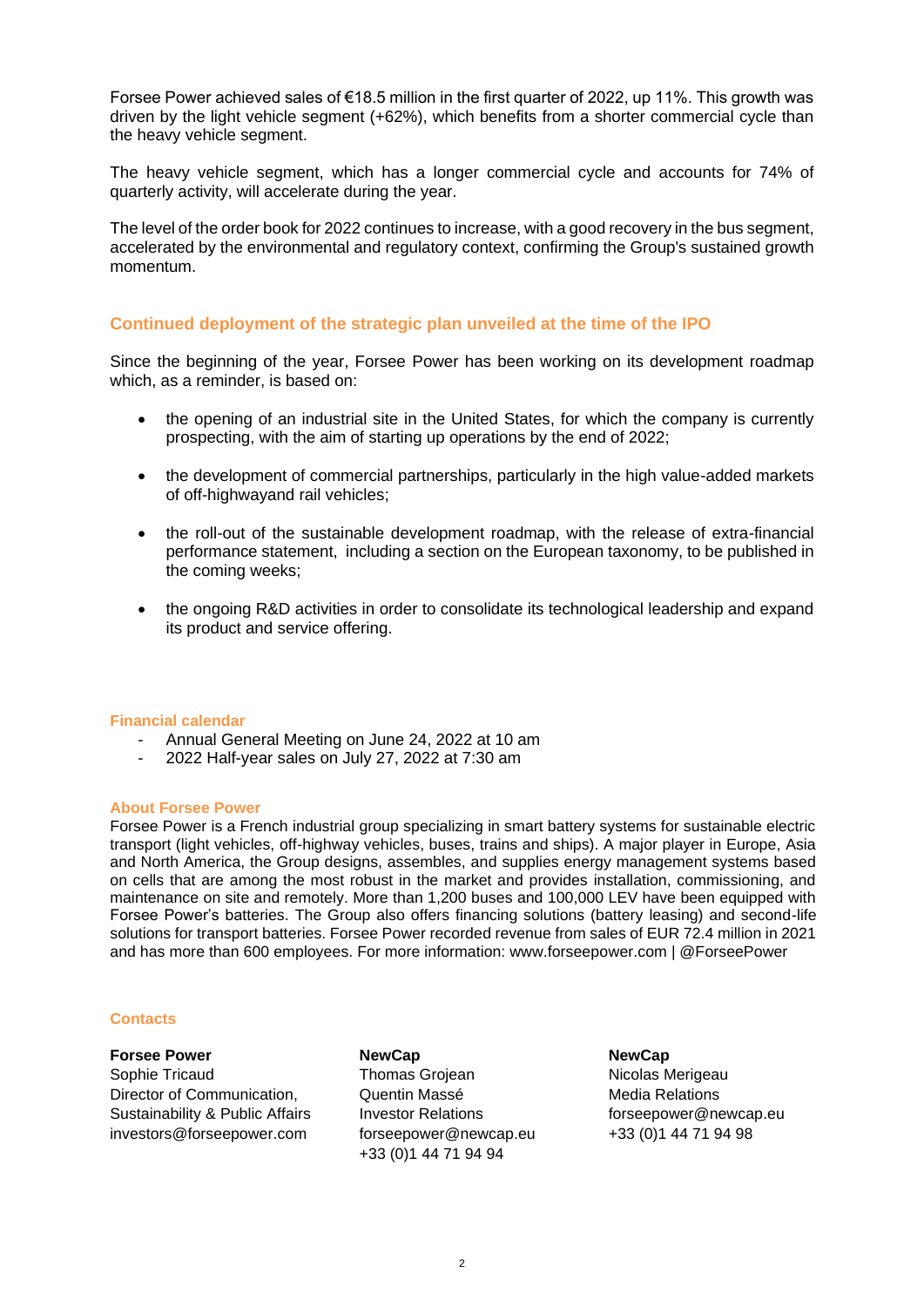Forsee Power achieved sales of €18.5 million in the first quarter of 2022, up 11%. This growth was driven by the light vehicle segment (+62%), which benefits from a shorter commercial cycle than the heavy vehicle segment.

The heavy vehicle segment, which has a longer commercial cycle and accounts for 74% of quarterly activity, will accelerate during the year.

The level of the order book for 2022 continues to increase, with a good recovery in the bus segment, accelerated by the environmental and regulatory context, confirming the Group's sustained growth momentum.

## Continued deployment of the strategic plan unveiled at the time of the IPO

Since the beginning of the year, Forsee Power has been working on its development roadmap which, as a reminder, is based on:

- the opening of an industrial site in the United States, for which the company is currently prospecting, with the aim of starting up operations by the end of 2022;
- the development of commercial partnerships, particularly in the high value-added markets of off-highwayand rail vehicles;
- the roll-out of the sustainable development roadmap, with the release of extra-financial performance statement, including a section on the European taxonomy, to be published in the coming weeks;
- the ongoing R&D activities in order to consolidate its technological leadership and expand its product and service offering.

### Financial calendar

- Annual General Meeting on June 24, 2022 at 10 am
- 2022 Half-year sales on July 27, 2022 at 7:30 am

### About Forsee Power

Forsee Power is a French industrial group specializing in smart battery systems for sustainable electric transport (light vehicles, off-highway vehicles, buses, trains and ships). A major player in Europe, Asia and North America, the Group designs, assembles, and supplies energy management systems based on cells that are among the most robust in the market and provides installation, commissioning, and maintenance on site and remotely. More than 1,200 buses and 100,000 LEV have been equipped with Forsee Power's batteries. The Group also offers financing solutions (battery leasing) and second-life solutions for transport batteries. Forsee Power recorded revenue from sales of EUR 72.4 million in 2021 and has more than 600 employees. For more information: www.forseepower.com | @ForseePower

### Contacts

**Forsee Power**
Sophie Tricaud
Director of Communication, Sustainability & Public Affairs
investors@forseepower.com

**NewCap**
Thomas Grojean
Quentin Massé
Investor Relations
forseepower@newcap.eu
+33 (0)1 44 71 94 94

**NewCap**
Nicolas Merigeau
Media Relations
forseepower@newcap.eu
+33 (0)1 44 71 94 98